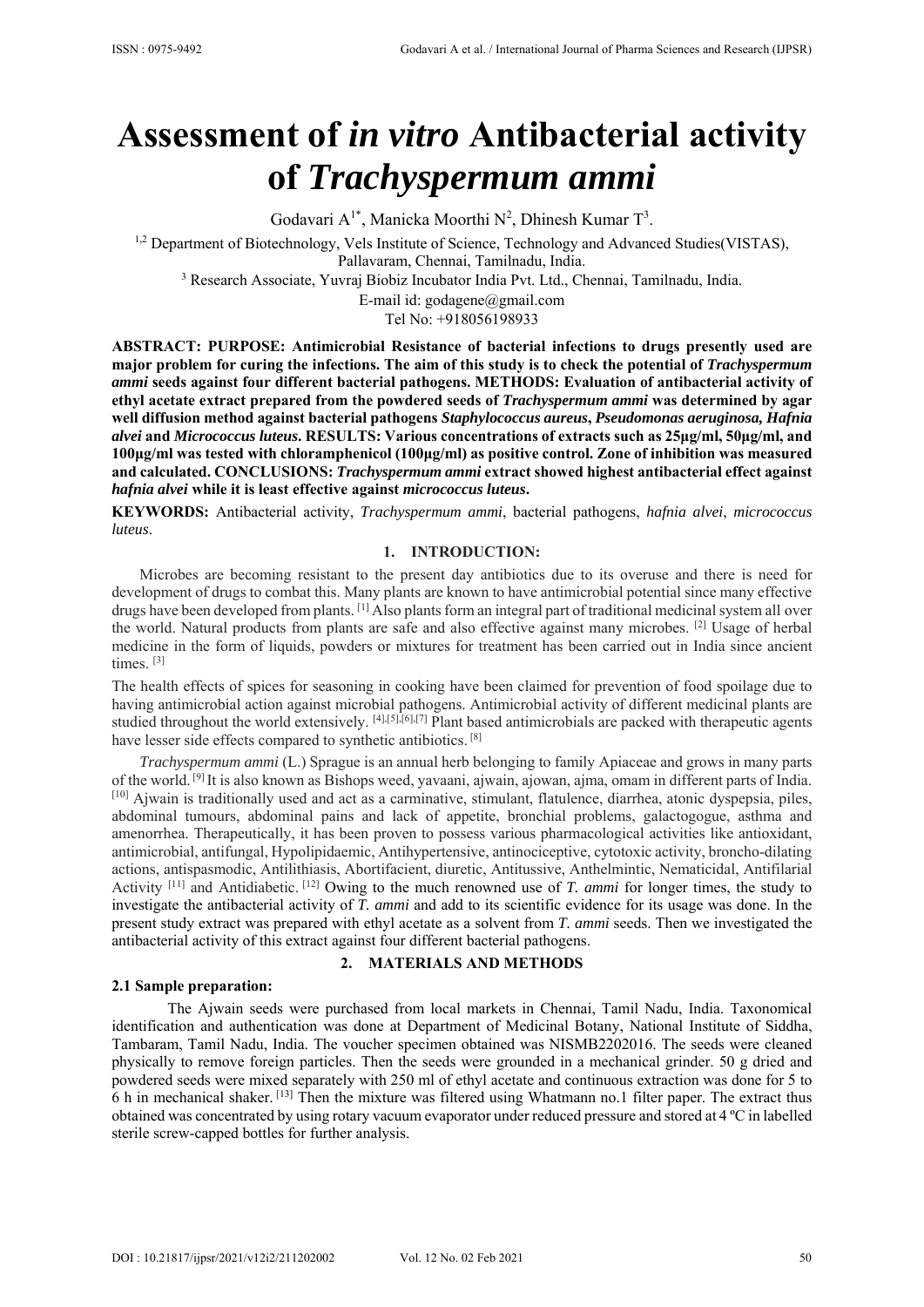# Assessment of *in vitro* Antibacterial activity of *Trachyspermum ammi*

Godavari A[1*], Manicka Moorthi N[2], Dhinesh Kumar T[3].

[1,2] Department of Biotechnology, Vels Institute of Science, Technology and Advanced Studies(VISTAS), Pallavaram, Chennai, Tamilnadu, India.

[3] Research Associate, Yuvraj Biobiz Incubator India Pvt. Ltd., Chennai, Tamilnadu, India.

E-mail id: godagene@gmail.com

Tel No: +918056198933

**ABSTRACT: PURPOSE: Antimicrobial Resistance of bacterial infections to drugs presently used are major problem for curing the infections. The aim of this study is to check the potential of *Trachyspermum ammi* seeds against four different bacterial pathogens. METHODS: Evaluation of antibacterial activity of ethyl acetate extract prepared from the powdered seeds of *Trachyspermum ammi* was determined by agar well diffusion method against bacterial pathogens *Staphylococcus aureus*, *Pseudomonas aeruginosa, Hafnia alvei* and *Micrococcus luteus*. RESULTS: Various concentrations of extracts such as 25µg/ml, 50µg/ml, and 100µg/ml was tested with chloramphenicol (100µg/ml) as positive control. Zone of inhibition was measured and calculated. CONCLUSIONS: *Trachyspermum ammi* extract showed highest antibacterial effect against *hafnia alvei* while it is least effective against *micrococcus luteus*.**

**KEYWORDS:** Antibacterial activity, *Trachyspermum ammi*, bacterial pathogens, *hafnia alvei*, *micrococcus luteus*.

## 1. INTRODUCTION:

Microbes are becoming resistant to the present day antibiotics due to its overuse and there is need for development of drugs to combat this. Many plants are known to have antimicrobial potential since many effective drugs have been developed from plants. [1] Also plants form an integral part of traditional medicinal system all over the world. Natural products from plants are safe and also effective against many microbes. [2] Usage of herbal medicine in the form of liquids, powders or mixtures for treatment has been carried out in India since ancient times. [3]

The health effects of spices for seasoning in cooking have been claimed for prevention of food spoilage due to having antimicrobial action against microbial pathogens. Antimicrobial activity of different medicinal plants are studied throughout the world extensively. [4],[5],[6],[7] Plant based antimicrobials are packed with therapeutic agents have lesser side effects compared to synthetic antibiotics. [8]

*Trachyspermum ammi* (L.) Sprague is an annual herb belonging to family Apiaceae and grows in many parts of the world. [9] It is also known as Bishops weed, yavaani, ajwain, ajowan, ajma, omam in different parts of India. [10] Ajwain is traditionally used and act as a carminative, stimulant, flatulence, diarrhea, atonic dyspepsia, piles, abdominal tumours, abdominal pains and lack of appetite, bronchial problems, galactogogue, asthma and amenorrhea. Therapeutically, it has been proven to possess various pharmacological activities like antioxidant, antimicrobial, antifungal, Hypolipidaemic, Antihypertensive, antinociceptive, cytotoxic activity, broncho-dilating actions, antispasmodic, Antilithiasis, Abortifacient, diuretic, Antitussive, Anthelmintic, Nematicidal, Antifilarial Activity [11] and Antidiabetic. [12] Owing to the much renowned use of *T. ammi* for longer times, the study to investigate the antibacterial activity of *T. ammi* and add to its scientific evidence for its usage was done. In the present study extract was prepared with ethyl acetate as a solvent from *T. ammi* seeds. Then we investigated the antibacterial activity of this extract against four different bacterial pathogens.

## 2. MATERIALS AND METHODS

### 2.1 Sample preparation:

The Ajwain seeds were purchased from local markets in Chennai, Tamil Nadu, India. Taxonomical identification and authentication was done at Department of Medicinal Botany, National Institute of Siddha, Tambaram, Tamil Nadu, India. The voucher specimen obtained was NISMB2202016. The seeds were cleaned physically to remove foreign particles. Then the seeds were grounded in a mechanical grinder. 50 g dried and powdered seeds were mixed separately with 250 ml of ethyl acetate and continuous extraction was done for 5 to 6 h in mechanical shaker. [13] Then the mixture was filtered using Whatmann no.1 filter paper. The extract thus obtained was concentrated by using rotary vacuum evaporator under reduced pressure and stored at 4 ºC in labelled sterile screw-capped bottles for further analysis.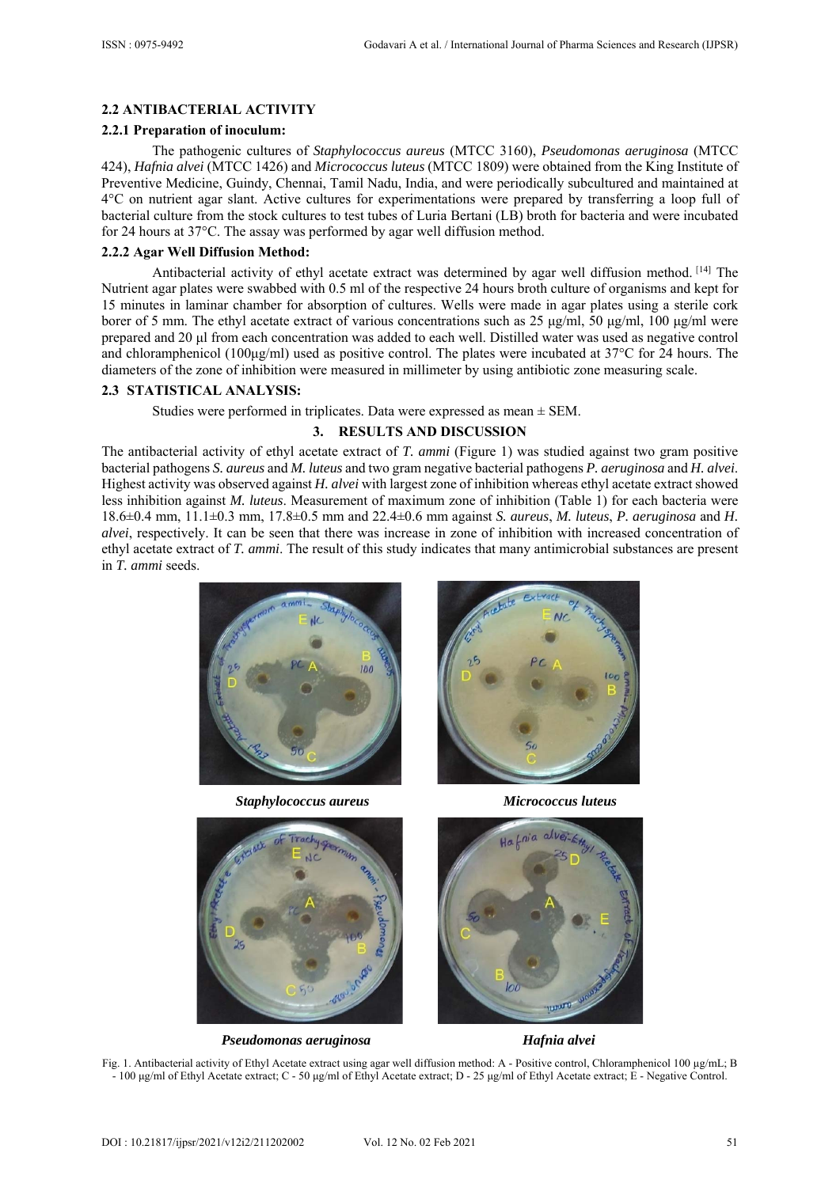### 2.2 ANTIBACTERIAL ACTIVITY

#### 2.2.1 Preparation of inoculum:

The pathogenic cultures of *Staphylococcus aureus* (MTCC 3160), *Pseudomonas aeruginosa* (MTCC 424), *Hafnia alvei* (MTCC 1426) and *Micrococcus luteus* (MTCC 1809) were obtained from the King Institute of Preventive Medicine, Guindy, Chennai, Tamil Nadu, India, and were periodically subcultured and maintained at 4°C on nutrient agar slant. Active cultures for experimentations were prepared by transferring a loop full of bacterial culture from the stock cultures to test tubes of Luria Bertani (LB) broth for bacteria and were incubated for 24 hours at 37°C. The assay was performed by agar well diffusion method.

#### 2.2.2 Agar Well Diffusion Method:

Antibacterial activity of ethyl acetate extract was determined by agar well diffusion method. [14] The Nutrient agar plates were swabbed with 0.5 ml of the respective 24 hours broth culture of organisms and kept for 15 minutes in laminar chamber for absorption of cultures. Wells were made in agar plates using a sterile cork borer of 5 mm. The ethyl acetate extract of various concentrations such as 25 µg/ml, 50 µg/ml, 100 µg/ml were prepared and 20 µl from each concentration was added to each well. Distilled water was used as negative control and chloramphenicol (100µg/ml) used as positive control. The plates were incubated at 37°C for 24 hours. The diameters of the zone of inhibition were measured in millimeter by using antibiotic zone measuring scale.

### 2.3 STATISTICAL ANALYSIS:

Studies were performed in triplicates. Data were expressed as mean ± SEM.

## 3. RESULTS AND DISCUSSION

The antibacterial activity of ethyl acetate extract of *T. ammi* (Figure 1) was studied against two gram positive bacterial pathogens *S. aureus* and *M. luteus* and two gram negative bacterial pathogens *P. aeruginosa* and *H. alvei*. Highest activity was observed against *H. alvei* with largest zone of inhibition whereas ethyl acetate extract showed less inhibition against *M. luteus*. Measurement of maximum zone of inhibition (Table 1) for each bacteria were 18.6±0.4 mm, 11.1±0.3 mm, 17.8±0.5 mm and 22.4±0.6 mm against *S. aureus*, *M. luteus*, *P. aeruginosa* and *H. alvei*, respectively. It can be seen that there was increase in zone of inhibition with increased concentration of ethyl acetate extract of *T. ammi*. The result of this study indicates that many antimicrobial substances are present in *T. ammi* seeds.

***Staphylococcus aureus*** ***Micrococcus luteus***

***Pseudomonas aeruginosa*** ***Hafnia alvei***

Fig. 1. Antibacterial activity of Ethyl Acetate extract using agar well diffusion method: A - Positive control, Chloramphenicol 100 µg/mL; B - 100 µg/ml of Ethyl Acetate extract; C - 50 µg/ml of Ethyl Acetate extract; D - 25 µg/ml of Ethyl Acetate extract; E - Negative Control.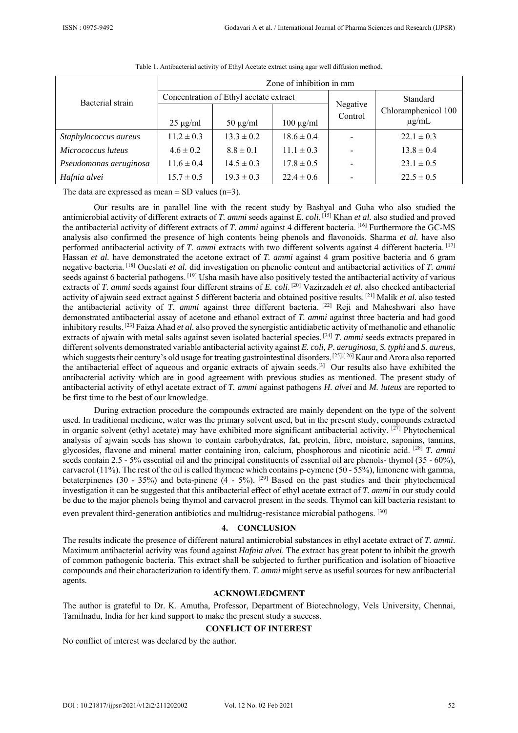Table 1. Antibacterial activity of Ethyl Acetate extract using agar well diffusion method.

| Bacterial strain | Zone of inhibition in mm | | | | |
|---|---|---|---|---|---|
| | Concentration of Ethyl acetate extract | | | Negative Control | Standard Chloramphenicol 100 μg/mL |
| | 25 μg/ml | 50 μg/ml | 100 μg/ml | | |
| *Staphylococcus aureus* | 11.2 ± 0.3 | 13.3 ± 0.2 | 18.6 ± 0.4 | - | 22.1 ± 0.3 |
| *Micrococcus luteus* | 4.6 ± 0.2 | 8.8 ± 0.1 | 11.1 ± 0.3 | - | 13.8 ± 0.4 |
| *Pseudomonas aeruginosa* | 11.6 ± 0.4 | 14.5 ± 0.3 | 17.8 ± 0.5 | - | 23.1 ± 0.5 |
| *Hafnia alvei* | 15.7 ± 0.5 | 19.3 ± 0.3 | 22.4 ± 0.6 | - | 22.5 ± 0.5 |

The data are expressed as mean ± SD values (n=3).

Our results are in parallel line with the recent study by Bashyal and Guha who also studied the antimicrobial activity of different extracts of *T. ammi* seeds against *E. coli*. [15] Khan *et al.* also studied and proved the antibacterial activity of different extracts of *T. ammi* against 4 different bacteria. [16] Furthermore the GC-MS analysis also confirmed the presence of high contents being phenols and flavonoids. Sharma *et al.* have also performed antibacterial activity of *T. ammi* extracts with two different solvents against 4 different bacteria. [17] Hassan *et al.* have demonstrated the acetone extract of *T. ammi* against 4 gram positive bacteria and 6 gram negative bacteria. [18] Oueslati *et al.* did investigation on phenolic content and antibacterial activities of *T. ammi* seeds against 6 bacterial pathogens. [19] Usha masih have also positively tested the antibacterial activity of various extracts of *T. ammi* seeds against four different strains of *E. coli*. [20] Vazirzadeh *et al.* also checked antibacterial activity of ajwain seed extract against 5 different bacteria and obtained positive results. [21] Malik *et al.* also tested the antibacterial activity of *T. ammi* against three different bacteria. [22] Reji and Maheshwari also have demonstrated antibacterial assay of acetone and ethanol extract of *T. ammi* against three bacteria and had good inhibitory results. [23] Faiza Ahad *et al.* also proved the synergistic antidiabetic activity of methanolic and ethanolic extracts of ajwain with metal salts against seven isolated bacterial species. [24] *T. ammi* seeds extracts prepared in different solvents demonstrated variable antibacterial activity against *E. coli, P. aeruginosa, S. typhi* and *S. aureus*, which suggests their century's old usage for treating gastrointestinal disorders. [25],[26] Kaur and Arora also reported the antibacterial effect of aqueous and organic extracts of ajwain seeds.[3] Our results also have exhibited the antibacterial activity which are in good agreement with previous studies as mentioned. The present study of antibacterial activity of ethyl acetate extract of *T. ammi* against pathogens *H. alvei* and *M. luteus* are reported to be first time to the best of our knowledge.

During extraction procedure the compounds extracted are mainly dependent on the type of the solvent used. In traditional medicine, water was the primary solvent used, but in the present study, compounds extracted in organic solvent (ethyl acetate) may have exhibited more significant antibacterial activity. [27] Phytochemical analysis of ajwain seeds has shown to contain carbohydrates, fat, protein, fibre, moisture, saponins, tannins, glycosides, flavone and mineral matter containing iron, calcium, phosphorous and nicotinic acid. [28] *T. ammi* seeds contain 2.5 - 5% essential oil and the principal constituents of essential oil are phenols- thymol (35 - 60%), carvacrol (11%). The rest of the oil is called thymene which contains p-cymene (50 - 55%), limonene with gamma, betaterpinenes (30 - 35%) and beta-pinene (4 - 5%). [29] Based on the past studies and their phytochemical investigation it can be suggested that this antibacterial effect of ethyl acetate extract of *T. ammi* in our study could be due to the major phenols being thymol and carvacrol present in the seeds. Thymol can kill bacteria resistant to even prevalent third-generation antibiotics and multidrug-resistance microbial pathogens. [30]

## 4. CONCLUSION

The results indicate the presence of different natural antimicrobial substances in ethyl acetate extract of *T. ammi*. Maximum antibacterial activity was found against *Hafnia alvei*. The extract has great potent to inhibit the growth of common pathogenic bacteria. This extract shall be subjected to further purification and isolation of bioactive compounds and their characterization to identify them. *T. ammi* might serve as useful sources for new antibacterial agents.

## ACKNOWLEDGMENT

The author is grateful to Dr. K. Amutha, Professor, Department of Biotechnology, Vels University, Chennai, Tamilnadu, India for her kind support to make the present study a success.

## CONFLICT OF INTEREST

No conflict of interest was declared by the author.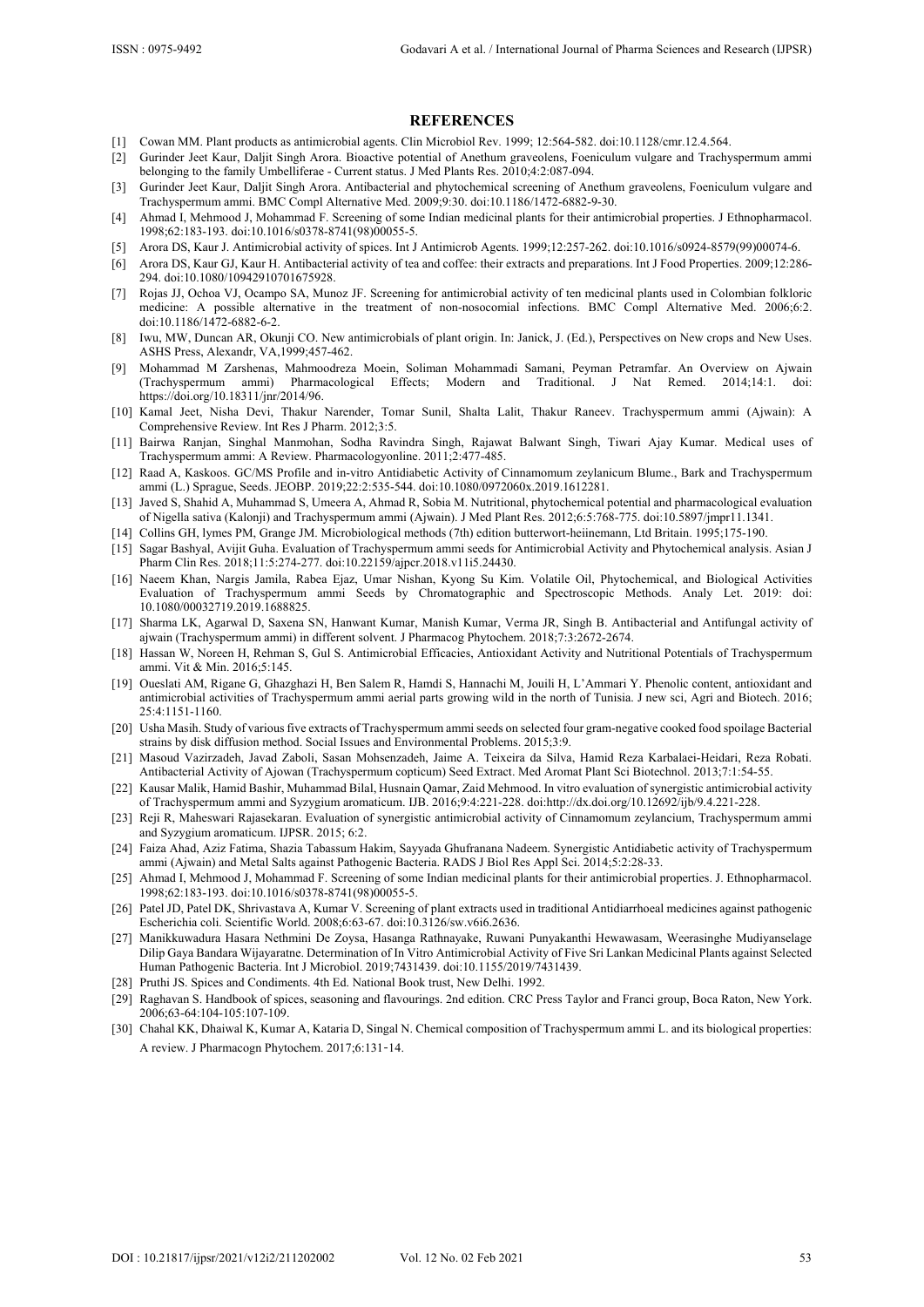## REFERENCES

[1] Cowan MM. Plant products as antimicrobial agents. Clin Microbiol Rev. 1999; 12:564-582. doi:10.1128/cmr.12.4.564.

[2] Gurinder Jeet Kaur, Daljit Singh Arora. Bioactive potential of Anethum graveolens, Foeniculum vulgare and Trachyspermum ammi belonging to the family Umbelliferae - Current status. J Med Plants Res. 2010;4:2:087-094.

[3] Gurinder Jeet Kaur, Daljit Singh Arora. Antibacterial and phytochemical screening of Anethum graveolens, Foeniculum vulgare and Trachyspermum ammi. BMC Compl Alternative Med. 2009;9:30. doi:10.1186/1472-6882-9-30.

[4] Ahmad I, Mehmood J, Mohammad F. Screening of some Indian medicinal plants for their antimicrobial properties. J Ethnopharmacol. 1998;62:183-193. doi:10.1016/s0378-8741(98)00055-5.

[5] Arora DS, Kaur J. Antimicrobial activity of spices. Int J Antimicrob Agents. 1999;12:257-262. doi:10.1016/s0924-8579(99)00074-6.

[6] Arora DS, Kaur GJ, Kaur H. Antibacterial activity of tea and coffee: their extracts and preparations. Int J Food Properties. 2009;12:286-294. doi:10.1080/10942910701675928.

[7] Rojas JJ, Ochoa VJ, Ocampo SA, Munoz JF. Screening for antimicrobial activity of ten medicinal plants used in Colombian folkloric medicine: A possible alternative in the treatment of non-nosocomial infections. BMC Compl Alternative Med. 2006;6:2. doi:10.1186/1472-6882-6-2.

[8] Iwu, MW, Duncan AR, Okunji CO. New antimicrobials of plant origin. In: Janick, J. (Ed.), Perspectives on New crops and New Uses. ASHS Press, Alexandr, VA,1999;457-462.

[9] Mohammad M Zarshenas, Mahmoodreza Moein, Soliman Mohammadi Samani, Peyman Petramfar. An Overview on Ajwain (Trachyspermum ammi) Pharmacological Effects; Modern and Traditional. J Nat Remed. 2014;14:1. doi: https://doi.org/10.18311/jnr/2014/96.

[10] Kamal Jeet, Nisha Devi, Thakur Narender, Tomar Sunil, Shalta Lalit, Thakur Raneev. Trachyspermum ammi (Ajwain): A Comprehensive Review. Int Res J Pharm. 2012;3:5.

[11] Bairwa Ranjan, Singhal Manmohan, Sodha Ravindra Singh, Rajawat Balwant Singh, Tiwari Ajay Kumar. Medical uses of Trachyspermum ammi: A Review. Pharmacologyonline. 2011;2:477-485.

[12] Raad A, Kaskoos. GC/MS Profile and in-vitro Antidiabetic Activity of Cinnamomum zeylanicum Blume., Bark and Trachyspermum ammi (L.) Sprague, Seeds. JEOBP. 2019;22:2:535-544. doi:10.1080/0972060x.2019.1612281.

[13] Javed S, Shahid A, Muhammad S, Umeera A, Ahmad R, Sobia M. Nutritional, phytochemical potential and pharmacological evaluation of Nigella sativa (Kalonji) and Trachyspermum ammi (Ajwain). J Med Plant Res. 2012;6:5:768-775. doi:10.5897/jmpr11.1341.

[14] Collins GH, lymes PM, Grange JM. Microbiological methods (7th) edition butterwort-heiinemann, Ltd Britain. 1995;175-190.

[15] Sagar Bashyal, Avijit Guha. Evaluation of Trachyspermum ammi seeds for Antimicrobial Activity and Phytochemical analysis. Asian J Pharm Clin Res. 2018;11:5:274-277. doi:10.22159/ajpcr.2018.v11i5.24430.

[16] Naeem Khan, Nargis Jamila, Rabea Ejaz, Umar Nishan, Kyong Su Kim. Volatile Oil, Phytochemical, and Biological Activities Evaluation of Trachyspermum ammi Seeds by Chromatographic and Spectroscopic Methods. Analy Let. 2019: doi: 10.1080/00032719.2019.1688825.

[17] Sharma LK, Agarwal D, Saxena SN, Hanwant Kumar, Manish Kumar, Verma JR, Singh B. Antibacterial and Antifungal activity of ajwain (Trachyspermum ammi) in different solvent. J Pharmacog Phytochem. 2018;7:3:2672-2674.

[18] Hassan W, Noreen H, Rehman S, Gul S. Antimicrobial Efficacies, Antioxidant Activity and Nutritional Potentials of Trachyspermum ammi. Vit & Min. 2016;5:145.

[19] Oueslati AM, Rigane G, Ghazghazi H, Ben Salem R, Hamdi S, Hannachi M, Jouili H, L'Ammari Y. Phenolic content, antioxidant and antimicrobial activities of Trachyspermum ammi aerial parts growing wild in the north of Tunisia. J new sci, Agri and Biotech. 2016; 25:4:1151-1160.

[20] Usha Masih. Study of various five extracts of Trachyspermum ammi seeds on selected four gram-negative cooked food spoilage Bacterial strains by disk diffusion method. Social Issues and Environmental Problems. 2015;3:9.

[21] Masoud Vazirzadeh, Javad Zaboli, Sasan Mohsenzadeh, Jaime A. Teixeira da Silva, Hamid Reza Karbalaei-Heidari, Reza Robati. Antibacterial Activity of Ajowan (Trachyspermum copticum) Seed Extract. Med Aromat Plant Sci Biotechnol. 2013;7:1:54-55.

[22] Kausar Malik, Hamid Bashir, Muhammad Bilal, Husnain Qamar, Zaid Mehmood. In vitro evaluation of synergistic antimicrobial activity of Trachyspermum ammi and Syzygium aromaticum. IJB. 2016;9:4:221-228. doi:http://dx.doi.org/10.12692/ijb/9.4.221-228.

[23] Reji R, Maheswari Rajasekaran. Evaluation of synergistic antimicrobial activity of Cinnamomum zeylancium, Trachyspermum ammi and Syzygium aromaticum. IJPSR. 2015; 6:2.

[24] Faiza Ahad, Aziz Fatima, Shazia Tabassum Hakim, Sayyada Ghufranana Nadeem. Synergistic Antidiabetic activity of Trachyspermum ammi (Ajwain) and Metal Salts against Pathogenic Bacteria. RADS J Biol Res Appl Sci. 2014;5:2:28-33.

[25] Ahmad I, Mehmood J, Mohammad F. Screening of some Indian medicinal plants for their antimicrobial properties. J. Ethnopharmacol. 1998;62:183-193. doi:10.1016/s0378-8741(98)00055-5.

[26] Patel JD, Patel DK, Shrivastava A, Kumar V. Screening of plant extracts used in traditional Antidiarrhoeal medicines against pathogenic Escherichia coli. Scientific World. 2008;6:63-67. doi:10.3126/sw.v6i6.2636.

[27] Manikkuwadura Hasara Nethmini De Zoysa, Hasanga Rathnayake, Ruwani Punyakanthi Hewawasam, Weerasinghe Mudiyanselage Dilip Gaya Bandara Wijayaratne. Determination of In Vitro Antimicrobial Activity of Five Sri Lankan Medicinal Plants against Selected Human Pathogenic Bacteria. Int J Microbiol. 2019;7431439. doi:10.1155/2019/7431439.

[28] Pruthi JS. Spices and Condiments. 4th Ed. National Book trust, New Delhi. 1992.

[29] Raghavan S. Handbook of spices, seasoning and flavourings. 2nd edition. CRC Press Taylor and Franci group, Boca Raton, New York. 2006;63-64:104-105:107-109.

[30] Chahal KK, Dhaiwal K, Kumar A, Kataria D, Singal N. Chemical composition of Trachyspermum ammi L. and its biological properties: A review. J Pharmacogn Phytochem. 2017;6:131-14.